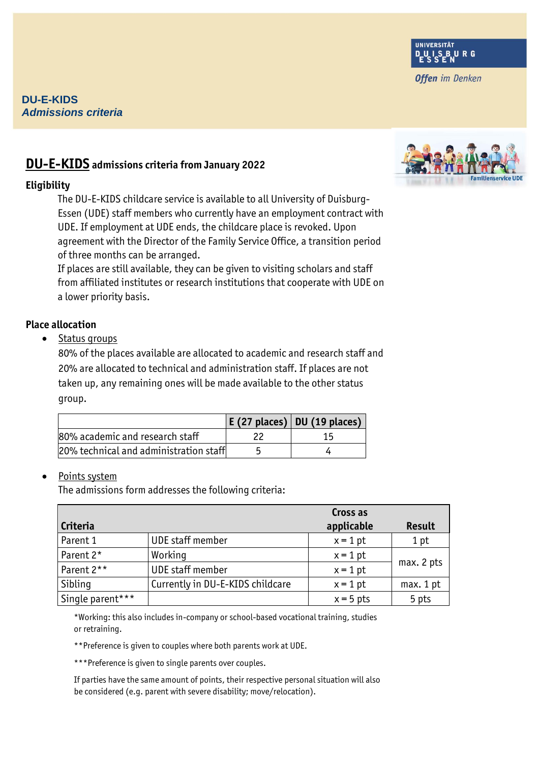## DU-E-KIDS
### *Admissions criteria*

# DU-E-KIDS admissions criteria from January 2022

**Eligibility**

The DU-E-KIDS childcare service is available to all University of Duisburg-Essen (UDE) staff members who currently have an employment contract with UDE. If employment at UDE ends, the childcare place is revoked. Upon agreement with the Director of the Family Service Office, a transition period of three months can be arranged.
If places are still available, they can be given to visiting scholars and staff from affiliated institutes or research institutions that cooperate with UDE on a lower priority basis.

**Place allocation**

- Status groups

  80% of the places available are allocated to academic and research staff and 20% are allocated to technical and administration staff. If places are not taken up, any remaining ones will be made available to the other status group.

| | E (27 places) | DU (19 places) |
|---|---|---|
| 80% academic and research staff | 22 | 15 |
| 20% technical and administration staff | 5 | 4 |

- Points system

  The admissions form addresses the following criteria:

| Criteria | | Cross as applicable | Result |
|---|---|---|---|
| Parent 1 | UDE staff member | x = 1 pt | 1 pt |
| Parent 2* | Working | x = 1 pt | max. 2 pts |
| Parent 2** | UDE staff member | x = 1 pt | |
| Sibling | Currently in DU-E-KIDS childcare | x = 1 pt | max. 1 pt |
| Single parent*** | | x = 5 pts | 5 pts |

*Working: this also includes in-company or school-based vocational training, studies or retraining.

**Preference is given to couples where both parents work at UDE.

***Preference is given to single parents over couples.

If parties have the same amount of points, their respective personal situation will also be considered (e.g. parent with severe disability; move/relocation).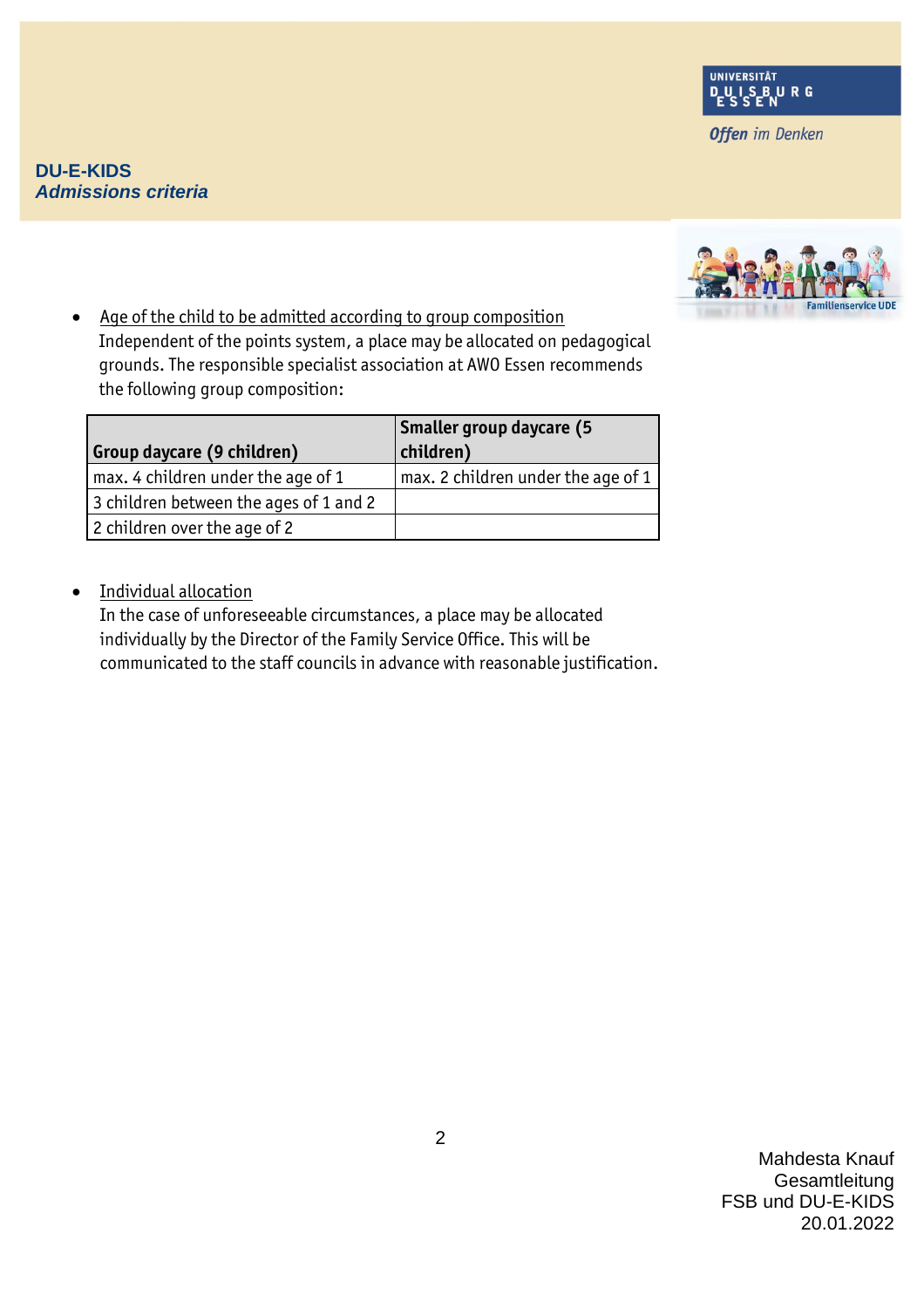**DU-E-KIDS**
***Admissions criteria***

- <u>Age of the child to be admitted according to group composition</u>
  Independent of the points system, a place may be allocated on pedagogical grounds. The responsible specialist association at AWO Essen recommends the following group composition:

| Group daycare (9 children) | Smaller group daycare (5 children) |
|---|---|
| max. 4 children under the age of 1 | max. 2 children under the age of 1 |
| 3 children between the ages of 1 and 2 | |
| 2 children over the age of 2 | |

- <u>Individual allocation</u>
  In the case of unforeseeable circumstances, a place may be allocated individually by the Director of the Family Service Office. This will be communicated to the staff councils in advance with reasonable justification.

Mahdesta Knauf
Gesamtleitung
FSB und DU-E-KIDS
20.01.2022